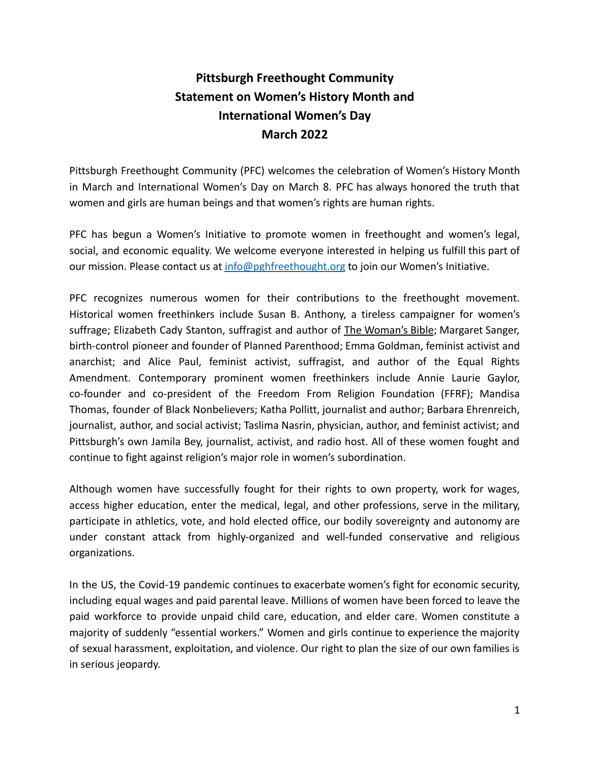# Pittsburgh Freethought Community
# Statement on Women's History Month and International Women's Day
# March 2022

Pittsburgh Freethought Community (PFC) welcomes the celebration of Women's History Month in March and International Women's Day on March 8. PFC has always honored the truth that women and girls are human beings and that women's rights are human rights.

PFC has begun a Women's Initiative to promote women in freethought and women's legal, social, and economic equality. We welcome everyone interested in helping us fulfill this part of our mission. Please contact us at [info@pghfreethought.org](mailto:info@pghfreethought.org) to join our Women's Initiative.

PFC recognizes numerous women for their contributions to the freethought movement. Historical women freethinkers include Susan B. Anthony, a tireless campaigner for women's suffrage; Elizabeth Cady Stanton, suffragist and author of <u>The Woman's Bible</u>; Margaret Sanger, birth-control pioneer and founder of Planned Parenthood; Emma Goldman, feminist activist and anarchist; and Alice Paul, feminist activist, suffragist, and author of the Equal Rights Amendment. Contemporary prominent women freethinkers include Annie Laurie Gaylor, co-founder and co-president of the Freedom From Religion Foundation (FFRF); Mandisa Thomas, founder of Black Nonbelievers; Katha Pollitt, journalist and author; Barbara Ehrenreich, journalist, author, and social activist; Taslima Nasrin, physician, author, and feminist activist; and Pittsburgh's own Jamila Bey, journalist, activist, and radio host. All of these women fought and continue to fight against religion's major role in women's subordination.

Although women have successfully fought for their rights to own property, work for wages, access higher education, enter the medical, legal, and other professions, serve in the military, participate in athletics, vote, and hold elected office, our bodily sovereignty and autonomy are under constant attack from highly-organized and well-funded conservative and religious organizations.

In the US, the Covid-19 pandemic continues to exacerbate women's fight for economic security, including equal wages and paid parental leave. Millions of women have been forced to leave the paid workforce to provide unpaid child care, education, and elder care. Women constitute a majority of suddenly "essential workers." Women and girls continue to experience the majority of sexual harassment, exploitation, and violence. Our right to plan the size of our own families is in serious jeopardy.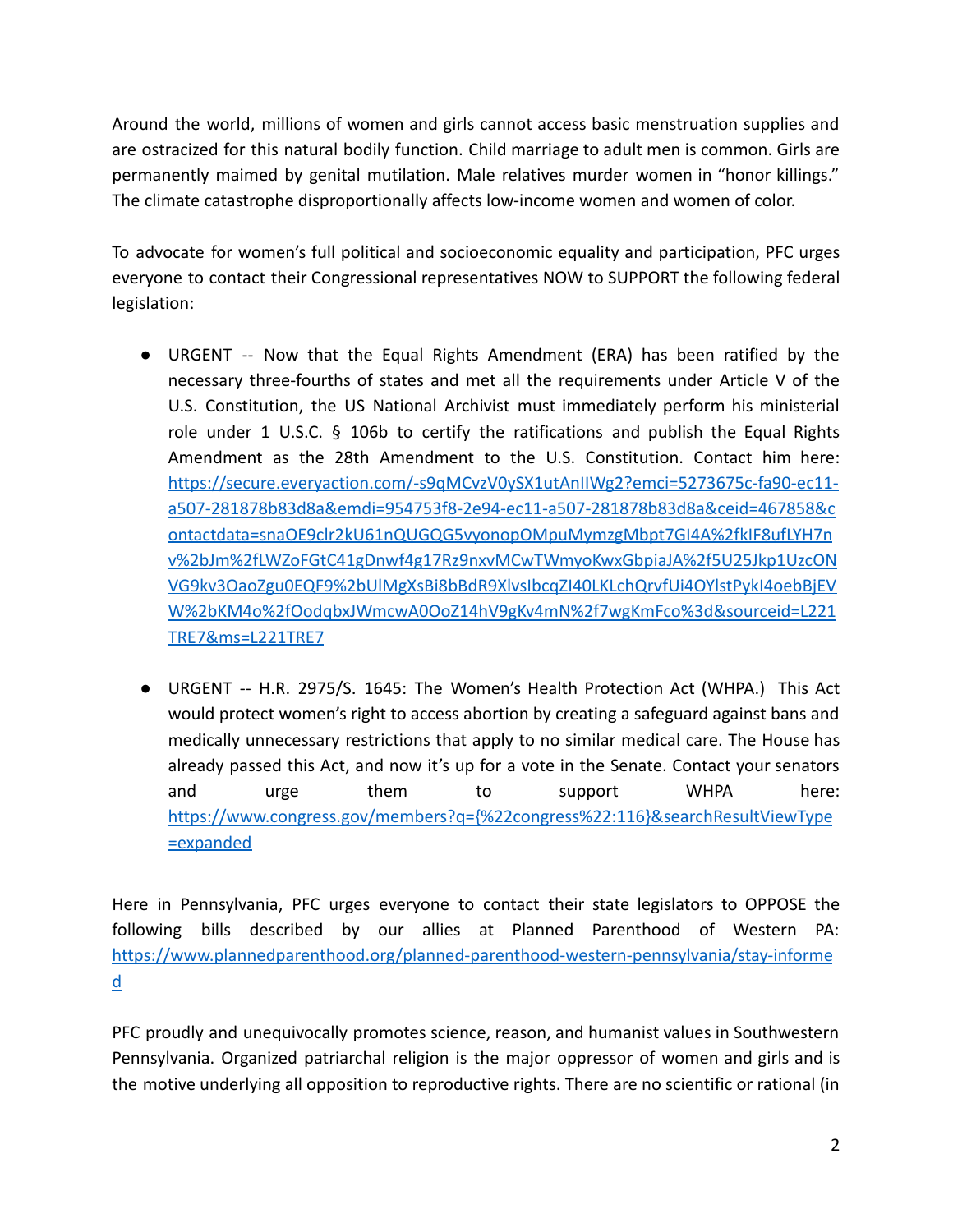Around the world, millions of women and girls cannot access basic menstruation supplies and are ostracized for this natural bodily function. Child marriage to adult men is common. Girls are permanently maimed by genital mutilation. Male relatives murder women in "honor killings." The climate catastrophe disproportionally affects low-income women and women of color.

To advocate for women's full political and socioeconomic equality and participation, PFC urges everyone to contact their Congressional representatives NOW to SUPPORT the following federal legislation:

- URGENT -- Now that the Equal Rights Amendment (ERA) has been ratified by the necessary three-fourths of states and met all the requirements under Article V of the U.S. Constitution, the US National Archivist must immediately perform his ministerial role under 1 U.S.C. § 106b to certify the ratifications and publish the Equal Rights Amendment as the 28th Amendment to the U.S. Constitution. Contact him here: https://secure.everyaction.com/-s9qMCvzV0ySX1utAnIIWg2?emci=5273675c-fa90-ec11-a507-281878b83d8a&emdi=954753f8-2e94-ec11-a507-281878b83d8a&ceid=467858&contactdata=snaOE9clr2kU61nQUGQG5vyonopOMpuMymzgMbpt7GI4A%2fkIF8ufLYH7nv%2bJm%2fLWZoFGtC41gDnwf4g17Rz9nxvMCwTWmyoKwxGbpiaJA%2f5U25Jkp1UzcONVG9kv3OaoZgu0EQF9%2bUlMgXsBi8bBdR9XlvsIbcqZI40LKLchQrvfUi4OYlstPykI4oebBjEVW%2bKM4o%2fOodqbxJWmcwA0OoZ14hV9gKv4mN%2f7wgKmFco%3d&sourceid=L221TRE7&ms=L221TRE7

- URGENT -- H.R. 2975/S. 1645: The Women's Health Protection Act (WHPA.) This Act would protect women's right to access abortion by creating a safeguard against bans and medically unnecessary restrictions that apply to no similar medical care. The House has already passed this Act, and now it's up for a vote in the Senate. Contact your senators and urge them to support WHPA here: https://www.congress.gov/members?q={%22congress%22:116}&searchResultViewType=expanded

Here in Pennsylvania, PFC urges everyone to contact their state legislators to OPPOSE the following bills described by our allies at Planned Parenthood of Western PA: https://www.plannedparenthood.org/planned-parenthood-western-pennsylvania/stay-informed

PFC proudly and unequivocally promotes science, reason, and humanist values in Southwestern Pennsylvania. Organized patriarchal religion is the major oppressor of women and girls and is the motive underlying all opposition to reproductive rights. There are no scientific or rational (in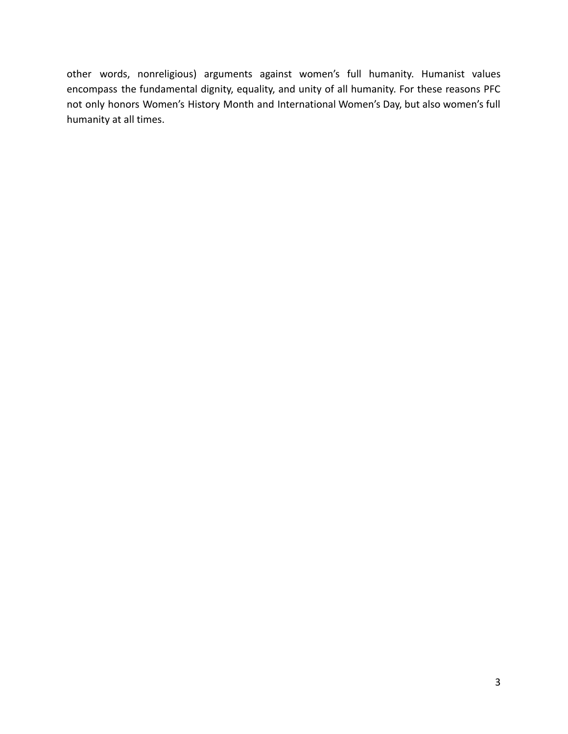other words, nonreligious) arguments against women's full humanity. Humanist values encompass the fundamental dignity, equality, and unity of all humanity. For these reasons PFC not only honors Women's History Month and International Women's Day, but also women's full humanity at all times.